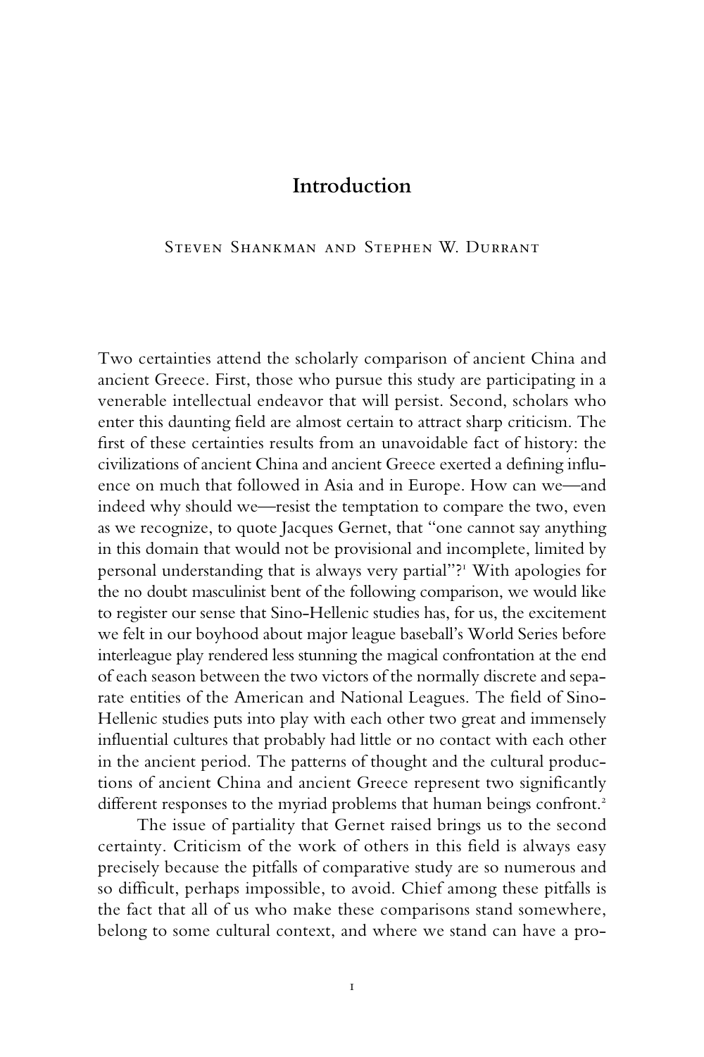# Introduction

Steven Shankman and Stephen W. Durrant

Two certainties attend the scholarly comparison of ancient China and ancient Greece. First, those who pursue this study are participating in a venerable intellectual endeavor that will persist. Second, scholars who enter this daunting field are almost certain to attract sharp criticism. The first of these certainties results from an unavoidable fact of history: the civilizations of ancient China and ancient Greece exerted a defining influence on much that followed in Asia and in Europe. How can we—and indeed why should we—resist the temptation to compare the two, even as we recognize, to quote Jacques Gernet, that "one cannot say anything in this domain that would not be provisional and incomplete, limited by personal understanding that is always very partial"?[1] With apologies for the no doubt masculinist bent of the following comparison, we would like to register our sense that Sino-Hellenic studies has, for us, the excitement we felt in our boyhood about major league baseball's World Series before interleague play rendered less stunning the magical confrontation at the end of each season between the two victors of the normally discrete and separate entities of the American and National Leagues. The field of Sino-Hellenic studies puts into play with each other two great and immensely influential cultures that probably had little or no contact with each other in the ancient period. The patterns of thought and the cultural productions of ancient China and ancient Greece represent two significantly different responses to the myriad problems that human beings confront.[2]

The issue of partiality that Gernet raised brings us to the second certainty. Criticism of the work of others in this field is always easy precisely because the pitfalls of comparative study are so numerous and so difficult, perhaps impossible, to avoid. Chief among these pitfalls is the fact that all of us who make these comparisons stand somewhere, belong to some cultural context, and where we stand can have a pro-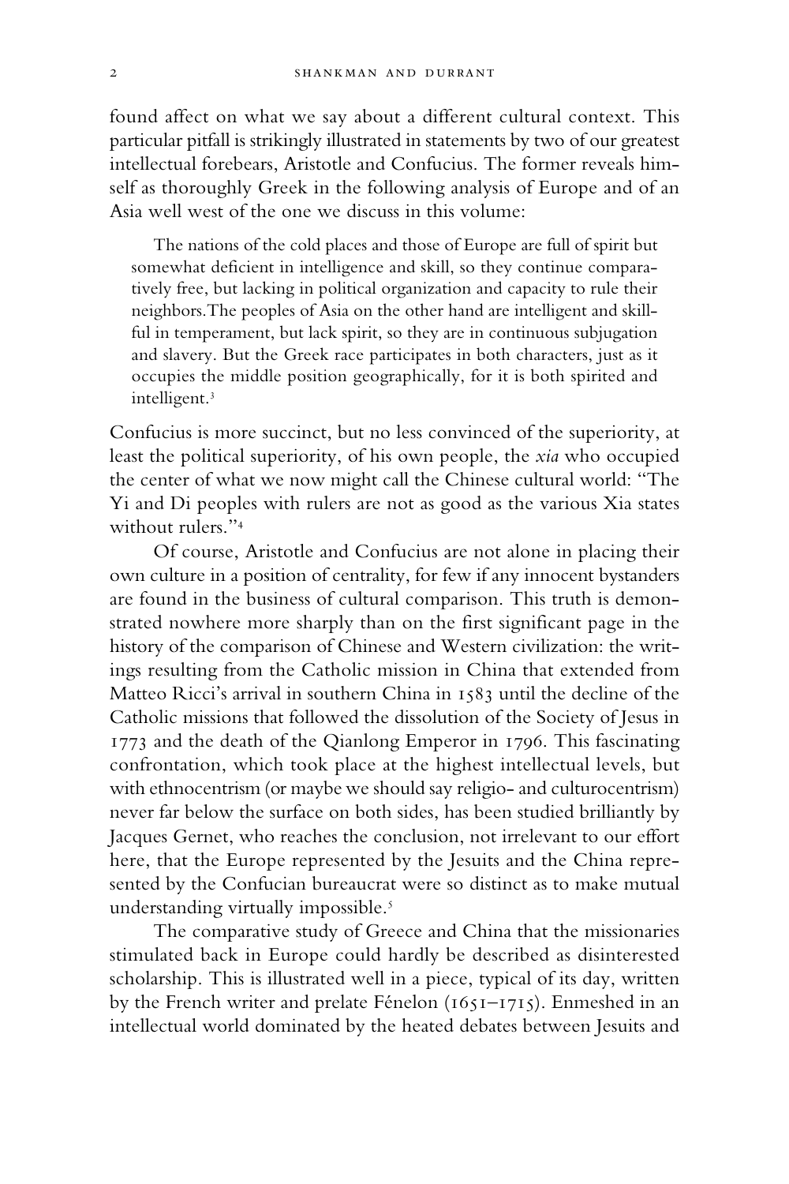found affect on what we say about a different cultural context. This particular pitfall is strikingly illustrated in statements by two of our greatest intellectual forebears, Aristotle and Confucius. The former reveals himself as thoroughly Greek in the following analysis of Europe and of an Asia well west of the one we discuss in this volume:

> The nations of the cold places and those of Europe are full of spirit but somewhat deficient in intelligence and skill, so they continue comparatively free, but lacking in political organization and capacity to rule their neighbors. The peoples of Asia on the other hand are intelligent and skillful in temperament, but lack spirit, so they are in continuous subjugation and slavery. But the Greek race participates in both characters, just as it occupies the middle position geographically, for it is both spirited and intelligent.[3]

Confucius is more succinct, but no less convinced of the superiority, at least the political superiority, of his own people, the *xia* who occupied the center of what we now might call the Chinese cultural world: "The Yi and Di peoples with rulers are not as good as the various Xia states without rulers."[4]

Of course, Aristotle and Confucius are not alone in placing their own culture in a position of centrality, for few if any innocent bystanders are found in the business of cultural comparison. This truth is demonstrated nowhere more sharply than on the first significant page in the history of the comparison of Chinese and Western civilization: the writings resulting from the Catholic mission in China that extended from Matteo Ricci's arrival in southern China in 1583 until the decline of the Catholic missions that followed the dissolution of the Society of Jesus in 1773 and the death of the Qianlong Emperor in 1796. This fascinating confrontation, which took place at the highest intellectual levels, but with ethnocentrism (or maybe we should say religio- and culturocentrism) never far below the surface on both sides, has been studied brilliantly by Jacques Gernet, who reaches the conclusion, not irrelevant to our effort here, that the Europe represented by the Jesuits and the China represented by the Confucian bureaucrat were so distinct as to make mutual understanding virtually impossible.[5]

The comparative study of Greece and China that the missionaries stimulated back in Europe could hardly be described as disinterested scholarship. This is illustrated well in a piece, typical of its day, written by the French writer and prelate Fénelon (1651–1715). Enmeshed in an intellectual world dominated by the heated debates between Jesuits and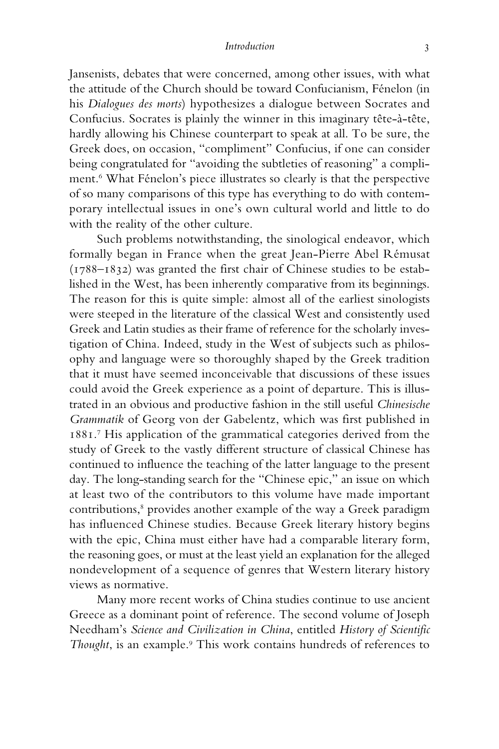Jansenists, debates that were concerned, among other issues, with what the attitude of the Church should be toward Confucianism, Fénelon (in his *Dialogues des morts*) hypothesizes a dialogue between Socrates and Confucius. Socrates is plainly the winner in this imaginary tête-à-tête, hardly allowing his Chinese counterpart to speak at all. To be sure, the Greek does, on occasion, "compliment" Confucius, if one can consider being congratulated for "avoiding the subtleties of reasoning" a compliment.[6] What Fénelon's piece illustrates so clearly is that the perspective of so many comparisons of this type has everything to do with contemporary intellectual issues in one's own cultural world and little to do with the reality of the other culture.

Such problems notwithstanding, the sinological endeavor, which formally began in France when the great Jean-Pierre Abel Rémusat (1788–1832) was granted the first chair of Chinese studies to be established in the West, has been inherently comparative from its beginnings. The reason for this is quite simple: almost all of the earliest sinologists were steeped in the literature of the classical West and consistently used Greek and Latin studies as their frame of reference for the scholarly investigation of China. Indeed, study in the West of subjects such as philosophy and language were so thoroughly shaped by the Greek tradition that it must have seemed inconceivable that discussions of these issues could avoid the Greek experience as a point of departure. This is illustrated in an obvious and productive fashion in the still useful *Chinesische Grammatik* of Georg von der Gabelentz, which was first published in 1881.[7] His application of the grammatical categories derived from the study of Greek to the vastly different structure of classical Chinese has continued to influence the teaching of the latter language to the present day. The long-standing search for the "Chinese epic," an issue on which at least two of the contributors to this volume have made important contributions,[8] provides another example of the way a Greek paradigm has influenced Chinese studies. Because Greek literary history begins with the epic, China must either have had a comparable literary form, the reasoning goes, or must at the least yield an explanation for the alleged nondevelopment of a sequence of genres that Western literary history views as normative.

Many more recent works of China studies continue to use ancient Greece as a dominant point of reference. The second volume of Joseph Needham's *Science and Civilization in China*, entitled *History of Scientific Thought*, is an example.[9] This work contains hundreds of references to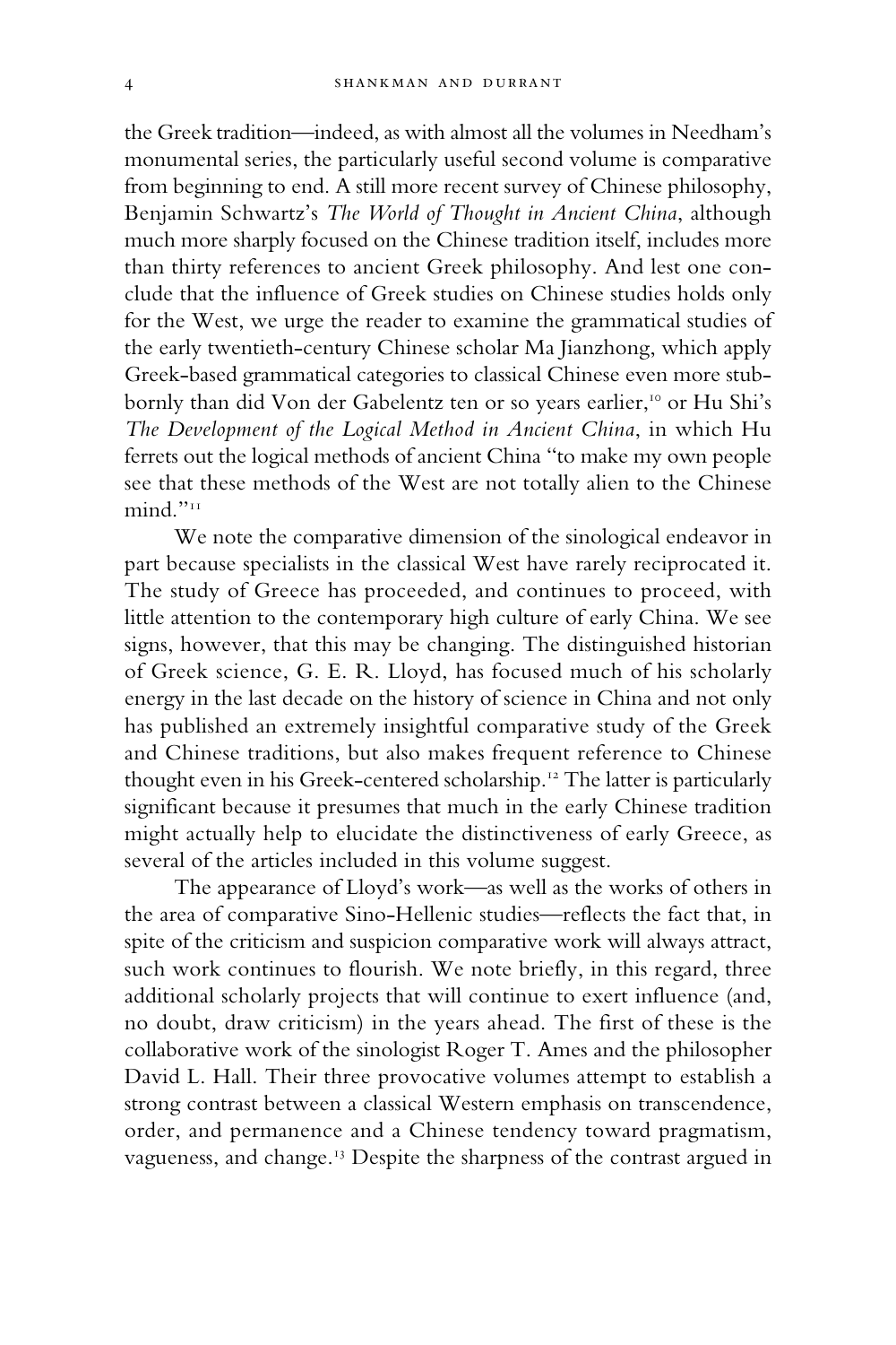the Greek tradition—indeed, as with almost all the volumes in Needham's monumental series, the particularly useful second volume is comparative from beginning to end. A still more recent survey of Chinese philosophy, Benjamin Schwartz's *The World of Thought in Ancient China*, although much more sharply focused on the Chinese tradition itself, includes more than thirty references to ancient Greek philosophy. And lest one conclude that the influence of Greek studies on Chinese studies holds only for the West, we urge the reader to examine the grammatical studies of the early twentieth-century Chinese scholar Ma Jianzhong, which apply Greek-based grammatical categories to classical Chinese even more stubbornly than did Von der Gabelentz ten or so years earlier,[10] or Hu Shi's *The Development of the Logical Method in Ancient China*, in which Hu ferrets out the logical methods of ancient China "to make my own people see that these methods of the West are not totally alien to the Chinese mind."[11]

We note the comparative dimension of the sinological endeavor in part because specialists in the classical West have rarely reciprocated it. The study of Greece has proceeded, and continues to proceed, with little attention to the contemporary high culture of early China. We see signs, however, that this may be changing. The distinguished historian of Greek science, G. E. R. Lloyd, has focused much of his scholarly energy in the last decade on the history of science in China and not only has published an extremely insightful comparative study of the Greek and Chinese traditions, but also makes frequent reference to Chinese thought even in his Greek-centered scholarship.[12] The latter is particularly significant because it presumes that much in the early Chinese tradition might actually help to elucidate the distinctiveness of early Greece, as several of the articles included in this volume suggest.

The appearance of Lloyd's work—as well as the works of others in the area of comparative Sino-Hellenic studies—reflects the fact that, in spite of the criticism and suspicion comparative work will always attract, such work continues to flourish. We note briefly, in this regard, three additional scholarly projects that will continue to exert influence (and, no doubt, draw criticism) in the years ahead. The first of these is the collaborative work of the sinologist Roger T. Ames and the philosopher David L. Hall. Their three provocative volumes attempt to establish a strong contrast between a classical Western emphasis on transcendence, order, and permanence and a Chinese tendency toward pragmatism, vagueness, and change.[13] Despite the sharpness of the contrast argued in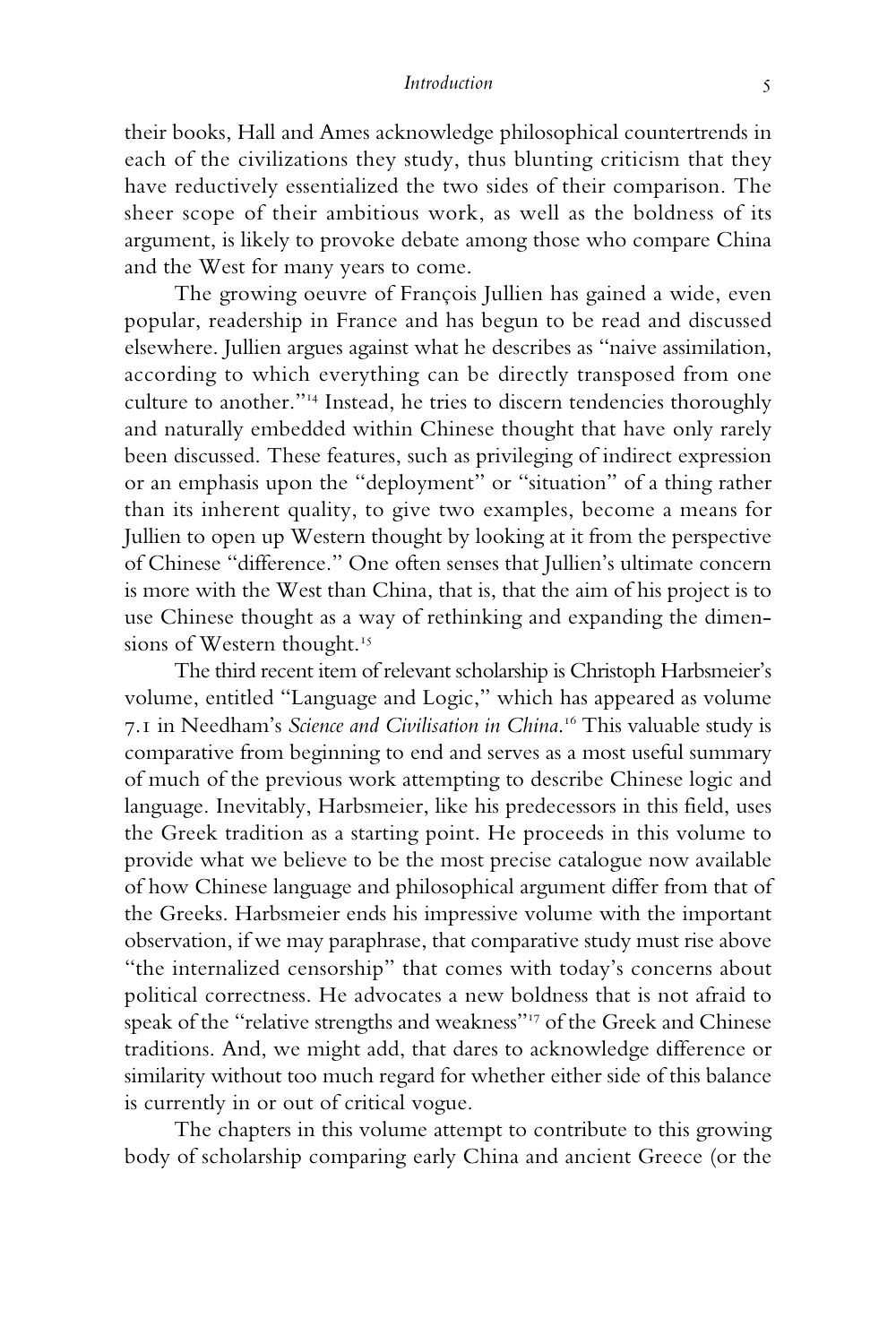their books, Hall and Ames acknowledge philosophical countertrends in each of the civilizations they study, thus blunting criticism that they have reductively essentialized the two sides of their comparison. The sheer scope of their ambitious work, as well as the boldness of its argument, is likely to provoke debate among those who compare China and the West for many years to come.

The growing oeuvre of François Jullien has gained a wide, even popular, readership in France and has begun to be read and discussed elsewhere. Jullien argues against what he describes as "naive assimilation, according to which everything can be directly transposed from one culture to another."[14] Instead, he tries to discern tendencies thoroughly and naturally embedded within Chinese thought that have only rarely been discussed. These features, such as privileging of indirect expression or an emphasis upon the "deployment" or "situation" of a thing rather than its inherent quality, to give two examples, become a means for Jullien to open up Western thought by looking at it from the perspective of Chinese "difference." One often senses that Jullien's ultimate concern is more with the West than China, that is, that the aim of his project is to use Chinese thought as a way of rethinking and expanding the dimensions of Western thought.[15]

The third recent item of relevant scholarship is Christoph Harbsmeier's volume, entitled "Language and Logic," which has appeared as volume 7.1 in Needham's *Science and Civilisation in China*.[16] This valuable study is comparative from beginning to end and serves as a most useful summary of much of the previous work attempting to describe Chinese logic and language. Inevitably, Harbsmeier, like his predecessors in this field, uses the Greek tradition as a starting point. He proceeds in this volume to provide what we believe to be the most precise catalogue now available of how Chinese language and philosophical argument differ from that of the Greeks. Harbsmeier ends his impressive volume with the important observation, if we may paraphrase, that comparative study must rise above "the internalized censorship" that comes with today's concerns about political correctness. He advocates a new boldness that is not afraid to speak of the "relative strengths and weakness"[17] of the Greek and Chinese traditions. And, we might add, that dares to acknowledge difference or similarity without too much regard for whether either side of this balance is currently in or out of critical vogue.

The chapters in this volume attempt to contribute to this growing body of scholarship comparing early China and ancient Greece (or the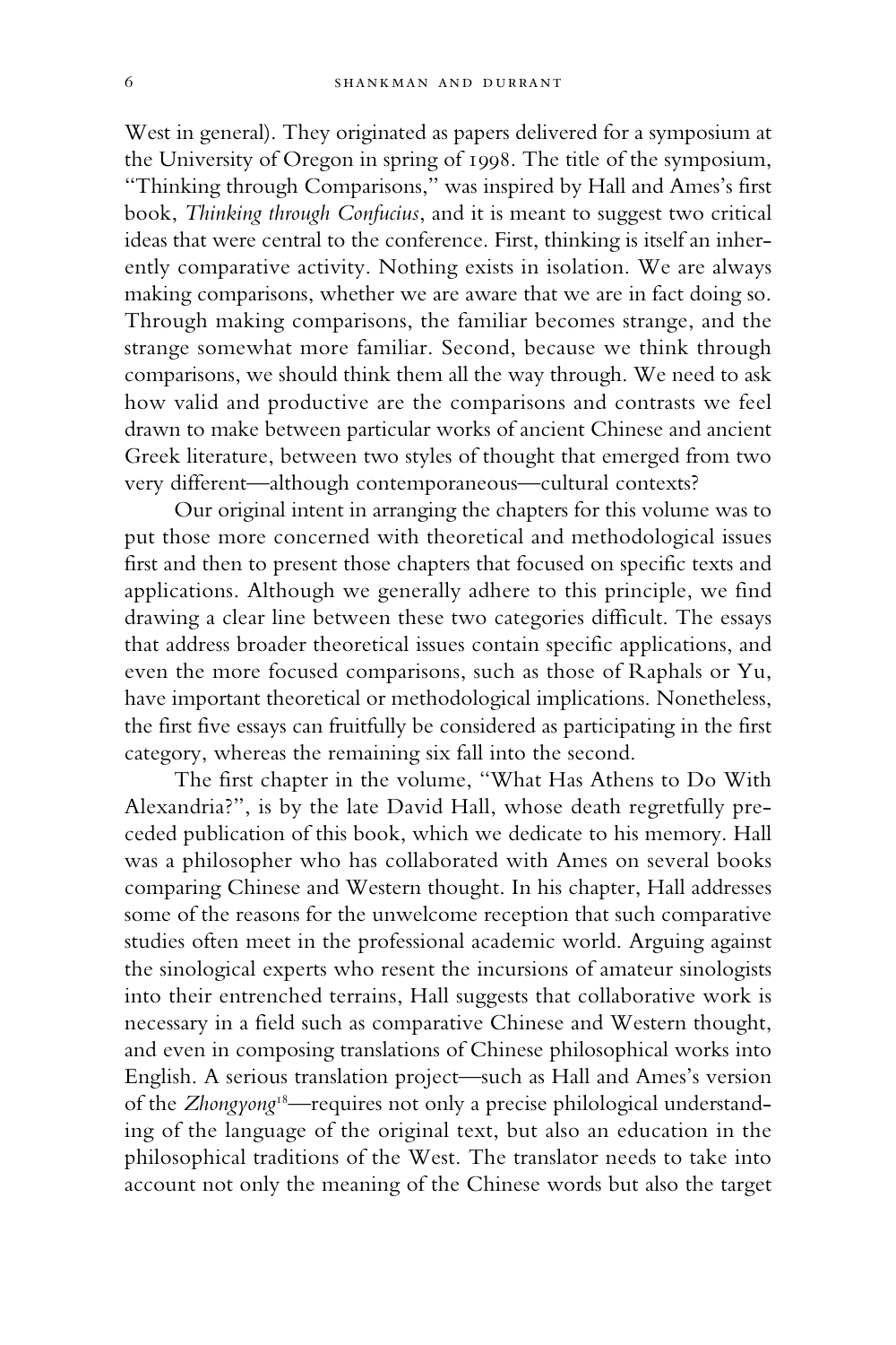West in general). They originated as papers delivered for a symposium at the University of Oregon in spring of 1998. The title of the symposium, "Thinking through Comparisons," was inspired by Hall and Ames's first book, *Thinking through Confucius*, and it is meant to suggest two critical ideas that were central to the conference. First, thinking is itself an inherently comparative activity. Nothing exists in isolation. We are always making comparisons, whether we are aware that we are in fact doing so. Through making comparisons, the familiar becomes strange, and the strange somewhat more familiar. Second, because we think through comparisons, we should think them all the way through. We need to ask how valid and productive are the comparisons and contrasts we feel drawn to make between particular works of ancient Chinese and ancient Greek literature, between two styles of thought that emerged from two very different—although contemporaneous—cultural contexts?

Our original intent in arranging the chapters for this volume was to put those more concerned with theoretical and methodological issues first and then to present those chapters that focused on specific texts and applications. Although we generally adhere to this principle, we find drawing a clear line between these two categories difficult. The essays that address broader theoretical issues contain specific applications, and even the more focused comparisons, such as those of Raphals or Yu, have important theoretical or methodological implications. Nonetheless, the first five essays can fruitfully be considered as participating in the first category, whereas the remaining six fall into the second.

The first chapter in the volume, "What Has Athens to Do With Alexandria?", is by the late David Hall, whose death regretfully preceded publication of this book, which we dedicate to his memory. Hall was a philosopher who has collaborated with Ames on several books comparing Chinese and Western thought. In his chapter, Hall addresses some of the reasons for the unwelcome reception that such comparative studies often meet in the professional academic world. Arguing against the sinological experts who resent the incursions of amateur sinologists into their entrenched terrains, Hall suggests that collaborative work is necessary in a field such as comparative Chinese and Western thought, and even in composing translations of Chinese philosophical works into English. A serious translation project—such as Hall and Ames's version of the *Zhongyong*[18]—requires not only a precise philological understanding of the language of the original text, but also an education in the philosophical traditions of the West. The translator needs to take into account not only the meaning of the Chinese words but also the target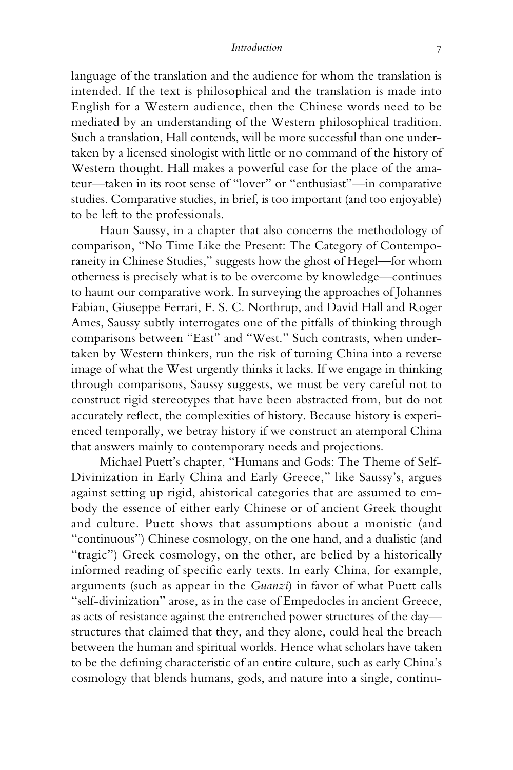language of the translation and the audience for whom the translation is intended. If the text is philosophical and the translation is made into English for a Western audience, then the Chinese words need to be mediated by an understanding of the Western philosophical tradition. Such a translation, Hall contends, will be more successful than one undertaken by a licensed sinologist with little or no command of the history of Western thought. Hall makes a powerful case for the place of the amateur—taken in its root sense of "lover" or "enthusiast"—in comparative studies. Comparative studies, in brief, is too important (and too enjoyable) to be left to the professionals.

Haun Saussy, in a chapter that also concerns the methodology of comparison, "No Time Like the Present: The Category of Contemporaneity in Chinese Studies," suggests how the ghost of Hegel—for whom otherness is precisely what is to be overcome by knowledge—continues to haunt our comparative work. In surveying the approaches of Johannes Fabian, Giuseppe Ferrari, F. S. C. Northrup, and David Hall and Roger Ames, Saussy subtly interrogates one of the pitfalls of thinking through comparisons between "East" and "West." Such contrasts, when undertaken by Western thinkers, run the risk of turning China into a reverse image of what the West urgently thinks it lacks. If we engage in thinking through comparisons, Saussy suggests, we must be very careful not to construct rigid stereotypes that have been abstracted from, but do not accurately reflect, the complexities of history. Because history is experienced temporally, we betray history if we construct an atemporal China that answers mainly to contemporary needs and projections.

Michael Puett's chapter, "Humans and Gods: The Theme of Self-Divinization in Early China and Early Greece," like Saussy's, argues against setting up rigid, ahistorical categories that are assumed to embody the essence of either early Chinese or of ancient Greek thought and culture. Puett shows that assumptions about a monistic (and "continuous") Chinese cosmology, on the one hand, and a dualistic (and "tragic") Greek cosmology, on the other, are belied by a historically informed reading of specific early texts. In early China, for example, arguments (such as appear in the *Guanzi*) in favor of what Puett calls "self-divinization" arose, as in the case of Empedocles in ancient Greece, as acts of resistance against the entrenched power structures of the day—structures that claimed that they, and they alone, could heal the breach between the human and spiritual worlds. Hence what scholars have taken to be the defining characteristic of an entire culture, such as early China's cosmology that blends humans, gods, and nature into a single, continu-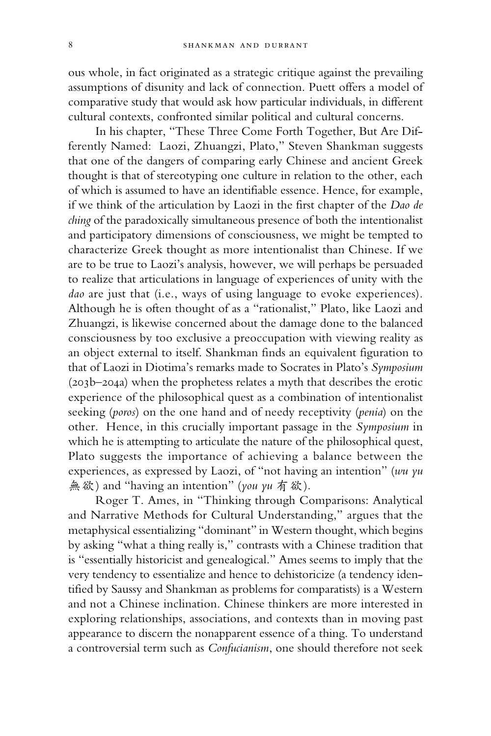ous whole, in fact originated as a strategic critique against the prevailing assumptions of disunity and lack of connection. Puett offers a model of comparative study that would ask how particular individuals, in different cultural contexts, confronted similar political and cultural concerns.

In his chapter, "These Three Come Forth Together, But Are Differently Named: Laozi, Zhuangzi, Plato," Steven Shankman suggests that one of the dangers of comparing early Chinese and ancient Greek thought is that of stereotyping one culture in relation to the other, each of which is assumed to have an identifiable essence. Hence, for example, if we think of the articulation by Laozi in the first chapter of the *Dao de ching* of the paradoxically simultaneous presence of both the intentionalist and participatory dimensions of consciousness, we might be tempted to characterize Greek thought as more intentionalist than Chinese. If we are to be true to Laozi's analysis, however, we will perhaps be persuaded to realize that articulations in language of experiences of unity with the *dao* are just that (i.e., ways of using language to evoke experiences). Although he is often thought of as a "rationalist," Plato, like Laozi and Zhuangzi, is likewise concerned about the damage done to the balanced consciousness by too exclusive a preoccupation with viewing reality as an object external to itself. Shankman finds an equivalent figuration to that of Laozi in Diotima's remarks made to Socrates in Plato's *Symposium* (203b–204a) when the prophetess relates a myth that describes the erotic experience of the philosophical quest as a combination of intentionalist seeking (*poros*) on the one hand and of needy receptivity (*penia*) on the other. Hence, in this crucially important passage in the *Symposium* in which he is attempting to articulate the nature of the philosophical quest, Plato suggests the importance of achieving a balance between the experiences, as expressed by Laozi, of "not having an intention" (*wu yu* 無欲) and "having an intention" (*you yu* 有欲).

Roger T. Ames, in "Thinking through Comparisons: Analytical and Narrative Methods for Cultural Understanding," argues that the metaphysical essentializing "dominant" in Western thought, which begins by asking "what a thing really is," contrasts with a Chinese tradition that is "essentially historicist and genealogical." Ames seems to imply that the very tendency to essentialize and hence to dehistoricize (a tendency identified by Saussy and Shankman as problems for comparatists) is a Western and not a Chinese inclination. Chinese thinkers are more interested in exploring relationships, associations, and contexts than in moving past appearance to discern the nonapparent essence of a thing. To understand a controversial term such as *Confucianism*, one should therefore not seek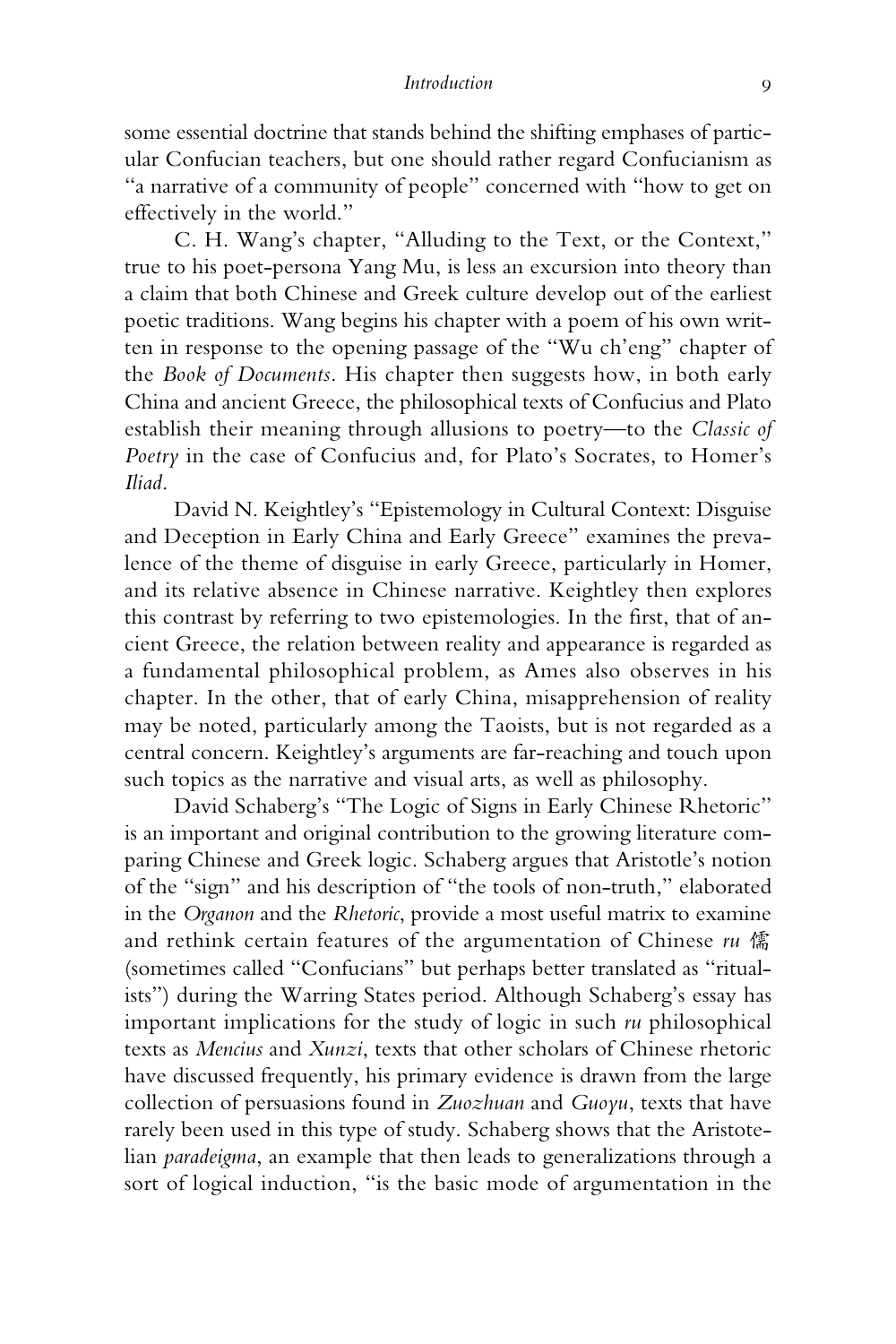some essential doctrine that stands behind the shifting emphases of particular Confucian teachers, but one should rather regard Confucianism as "a narrative of a community of people" concerned with "how to get on effectively in the world."

C. H. Wang's chapter, "Alluding to the Text, or the Context," true to his poet-persona Yang Mu, is less an excursion into theory than a claim that both Chinese and Greek culture develop out of the earliest poetic traditions. Wang begins his chapter with a poem of his own written in response to the opening passage of the "Wu ch'eng" chapter of the *Book of Documents*. His chapter then suggests how, in both early China and ancient Greece, the philosophical texts of Confucius and Plato establish their meaning through allusions to poetry—to the *Classic of Poetry* in the case of Confucius and, for Plato's Socrates, to Homer's *Iliad*.

David N. Keightley's "Epistemology in Cultural Context: Disguise and Deception in Early China and Early Greece" examines the prevalence of the theme of disguise in early Greece, particularly in Homer, and its relative absence in Chinese narrative. Keightley then explores this contrast by referring to two epistemologies. In the first, that of ancient Greece, the relation between reality and appearance is regarded as a fundamental philosophical problem, as Ames also observes in his chapter. In the other, that of early China, misapprehension of reality may be noted, particularly among the Taoists, but is not regarded as a central concern. Keightley's arguments are far-reaching and touch upon such topics as the narrative and visual arts, as well as philosophy.

David Schaberg's "The Logic of Signs in Early Chinese Rhetoric" is an important and original contribution to the growing literature comparing Chinese and Greek logic. Schaberg argues that Aristotle's notion of the "sign" and his description of "the tools of non-truth," elaborated in the *Organon* and the *Rhetoric*, provide a most useful matrix to examine and rethink certain features of the argumentation of Chinese *ru* 儒 (sometimes called "Confucians" but perhaps better translated as "ritualists") during the Warring States period. Although Schaberg's essay has important implications for the study of logic in such *ru* philosophical texts as *Mencius* and *Xunzi*, texts that other scholars of Chinese rhetoric have discussed frequently, his primary evidence is drawn from the large collection of persuasions found in *Zuozhuan* and *Guoyu*, texts that have rarely been used in this type of study. Schaberg shows that the Aristotelian *paradeigma*, an example that then leads to generalizations through a sort of logical induction, "is the basic mode of argumentation in the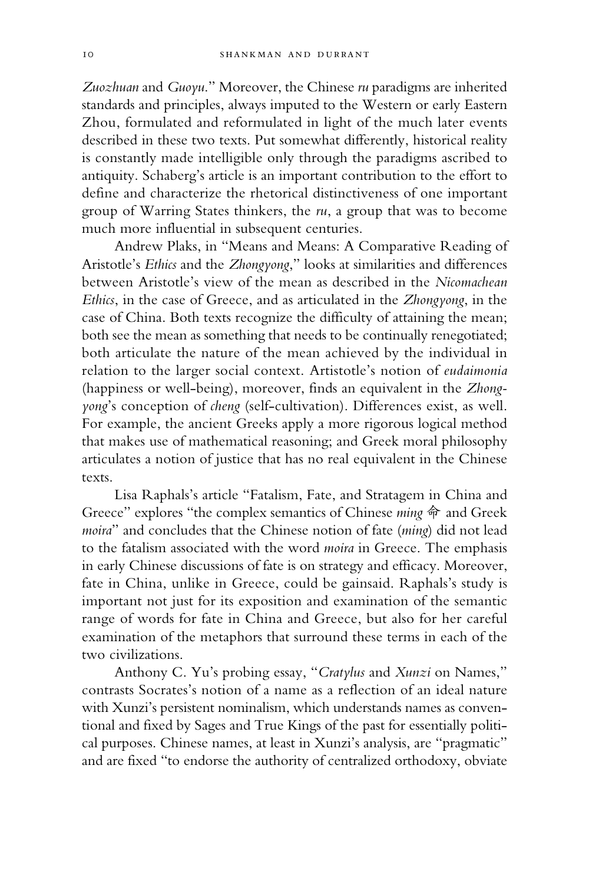*Zuozhuan* and *Guoyu*." Moreover, the Chinese *ru* paradigms are inherited standards and principles, always imputed to the Western or early Eastern Zhou, formulated and reformulated in light of the much later events described in these two texts. Put somewhat differently, historical reality is constantly made intelligible only through the paradigms ascribed to antiquity. Schaberg's article is an important contribution to the effort to define and characterize the rhetorical distinctiveness of one important group of Warring States thinkers, the *ru*, a group that was to become much more influential in subsequent centuries.

Andrew Plaks, in "Means and Means: A Comparative Reading of Aristotle's *Ethics* and the *Zhongyong*," looks at similarities and differences between Aristotle's view of the mean as described in the *Nicomachean Ethics*, in the case of Greece, and as articulated in the *Zhongyong*, in the case of China. Both texts recognize the difficulty of attaining the mean; both see the mean as something that needs to be continually renegotiated; both articulate the nature of the mean achieved by the individual in relation to the larger social context. Artistotle's notion of *eudaimonia* (happiness or well-being), moreover, finds an equivalent in the *Zhongyong*'s conception of *cheng* (self-cultivation). Differences exist, as well. For example, the ancient Greeks apply a more rigorous logical method that makes use of mathematical reasoning; and Greek moral philosophy articulates a notion of justice that has no real equivalent in the Chinese texts.

Lisa Raphals's article "Fatalism, Fate, and Stratagem in China and Greece" explores "the complex semantics of Chinese *ming* 命 and Greek *moira*" and concludes that the Chinese notion of fate (*ming*) did not lead to the fatalism associated with the word *moira* in Greece. The emphasis in early Chinese discussions of fate is on strategy and efficacy. Moreover, fate in China, unlike in Greece, could be gainsaid. Raphals's study is important not just for its exposition and examination of the semantic range of words for fate in China and Greece, but also for her careful examination of the metaphors that surround these terms in each of the two civilizations.

Anthony C. Yu's probing essay, "*Cratylus* and *Xunzi* on Names," contrasts Socrates's notion of a name as a reflection of an ideal nature with Xunzi's persistent nominalism, which understands names as conventional and fixed by Sages and True Kings of the past for essentially political purposes. Chinese names, at least in Xunzi's analysis, are "pragmatic" and are fixed "to endorse the authority of centralized orthodoxy, obviate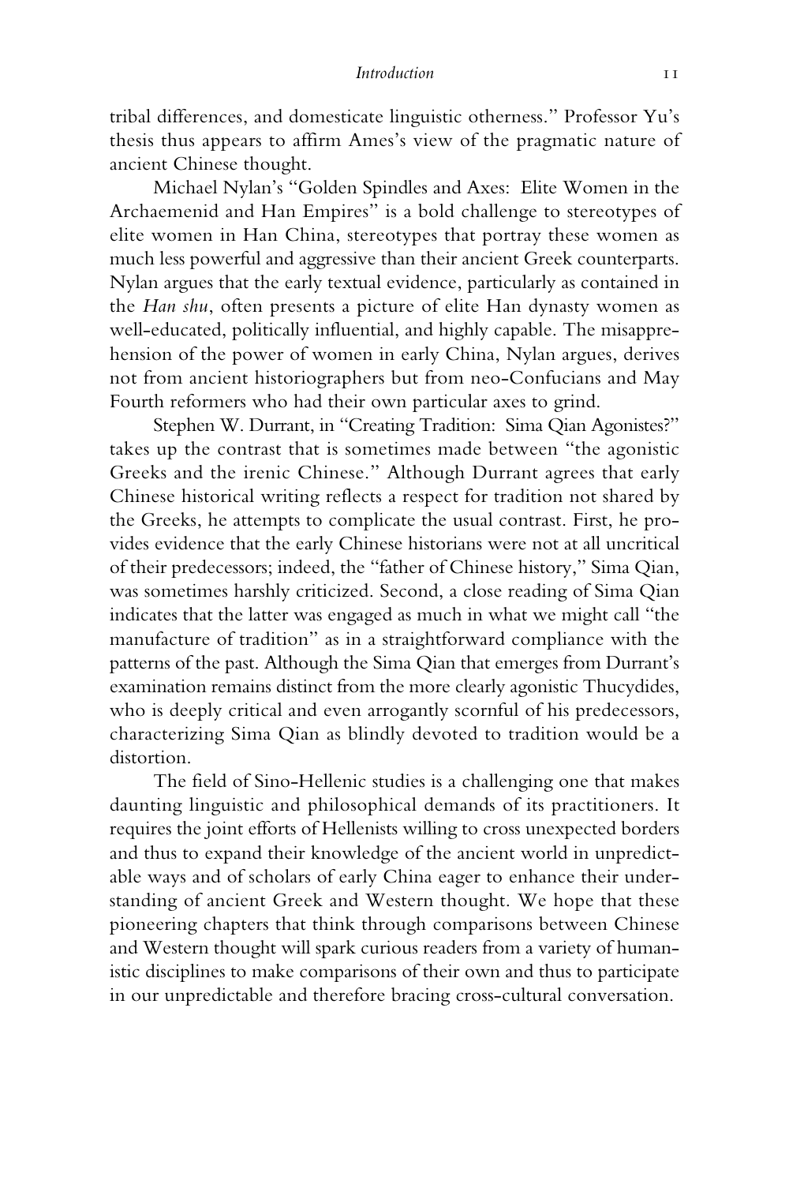tribal differences, and domesticate linguistic otherness." Professor Yu's thesis thus appears to affirm Ames's view of the pragmatic nature of ancient Chinese thought.

Michael Nylan's "Golden Spindles and Axes: Elite Women in the Archaemenid and Han Empires" is a bold challenge to stereotypes of elite women in Han China, stereotypes that portray these women as much less powerful and aggressive than their ancient Greek counterparts. Nylan argues that the early textual evidence, particularly as contained in the *Han shu*, often presents a picture of elite Han dynasty women as well-educated, politically influential, and highly capable. The misapprehension of the power of women in early China, Nylan argues, derives not from ancient historiographers but from neo-Confucians and May Fourth reformers who had their own particular axes to grind.

Stephen W. Durrant, in "Creating Tradition: Sima Qian Agonistes?" takes up the contrast that is sometimes made between "the agonistic Greeks and the irenic Chinese." Although Durrant agrees that early Chinese historical writing reflects a respect for tradition not shared by the Greeks, he attempts to complicate the usual contrast. First, he provides evidence that the early Chinese historians were not at all uncritical of their predecessors; indeed, the "father of Chinese history," Sima Qian, was sometimes harshly criticized. Second, a close reading of Sima Qian indicates that the latter was engaged as much in what we might call "the manufacture of tradition" as in a straightforward compliance with the patterns of the past. Although the Sima Qian that emerges from Durrant's examination remains distinct from the more clearly agonistic Thucydides, who is deeply critical and even arrogantly scornful of his predecessors, characterizing Sima Qian as blindly devoted to tradition would be a distortion.

The field of Sino-Hellenic studies is a challenging one that makes daunting linguistic and philosophical demands of its practitioners. It requires the joint efforts of Hellenists willing to cross unexpected borders and thus to expand their knowledge of the ancient world in unpredictable ways and of scholars of early China eager to enhance their understanding of ancient Greek and Western thought. We hope that these pioneering chapters that think through comparisons between Chinese and Western thought will spark curious readers from a variety of humanistic disciplines to make comparisons of their own and thus to participate in our unpredictable and therefore bracing cross-cultural conversation.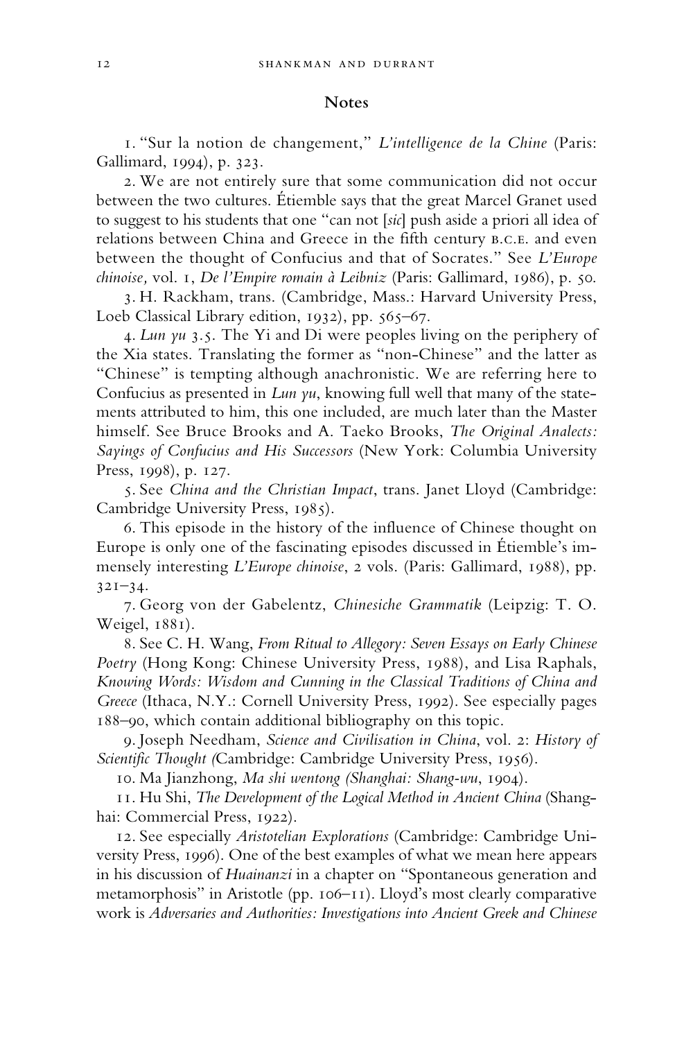## Notes

1. "Sur la notion de changement," *L'intelligence de la Chine* (Paris: Gallimard, 1994), p. 323.

2. We are not entirely sure that some communication did not occur between the two cultures. Étiemble says that the great Marcel Granet used to suggest to his students that one "can not [*sic*] push aside a priori all idea of relations between China and Greece in the fifth century B.C.E. and even between the thought of Confucius and that of Socrates." See *L'Europe chinoise,* vol. 1, *De l'Empire romain à Leibniz* (Paris: Gallimard, 1986), p. 50.

3. H. Rackham, trans. (Cambridge, Mass.: Harvard University Press, Loeb Classical Library edition, 1932), pp. 565–67.

4. *Lun yu* 3.5. The Yi and Di were peoples living on the periphery of the Xia states. Translating the former as "non-Chinese" and the latter as "Chinese" is tempting although anachronistic. We are referring here to Confucius as presented in *Lun yu*, knowing full well that many of the statements attributed to him, this one included, are much later than the Master himself. See Bruce Brooks and A. Taeko Brooks, *The Original Analects: Sayings of Confucius and His Successors* (New York: Columbia University Press, 1998), p. 127.

5. See *China and the Christian Impact*, trans. Janet Lloyd (Cambridge: Cambridge University Press, 1985).

6. This episode in the history of the influence of Chinese thought on Europe is only one of the fascinating episodes discussed in Étiemble's immensely interesting *L'Europe chinoise*, 2 vols. (Paris: Gallimard, 1988), pp. 321–34.

7. Georg von der Gabelentz, *Chinesiche Grammatik* (Leipzig: T. O. Weigel, 1881).

8. See C. H. Wang, *From Ritual to Allegory: Seven Essays on Early Chinese Poetry* (Hong Kong: Chinese University Press, 1988), and Lisa Raphals, *Knowing Words: Wisdom and Cunning in the Classical Traditions of China and Greece* (Ithaca, N.Y.: Cornell University Press, 1992). See especially pages 188–90, which contain additional bibliography on this topic.

9. Joseph Needham, *Science and Civilisation in China*, vol. 2: *History of Scientific Thought (*Cambridge: Cambridge University Press, 1956).

10. Ma Jianzhong, *Ma shi wentong (Shanghai: Shang-wu*, 1904).

11. Hu Shi, *The Development of the Logical Method in Ancient China* (Shanghai: Commercial Press, 1922).

12. See especially *Aristotelian Explorations* (Cambridge: Cambridge University Press, 1996). One of the best examples of what we mean here appears in his discussion of *Huainanzi* in a chapter on "Spontaneous generation and metamorphosis" in Aristotle (pp. 106–11). Lloyd's most clearly comparative work is *Adversaries and Authorities: Investigations into Ancient Greek and Chinese*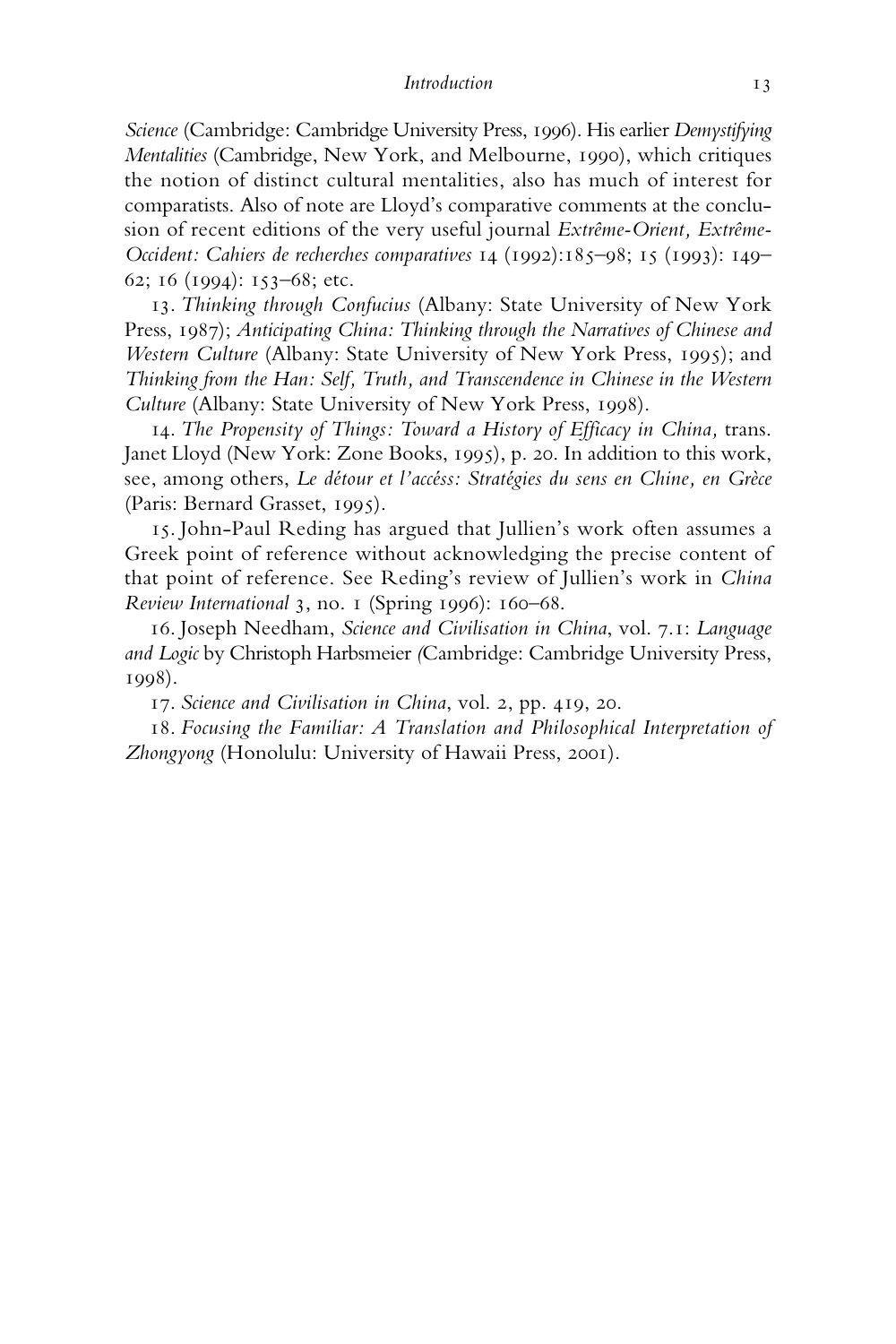*Science* (Cambridge: Cambridge University Press, 1996). His earlier *Demystifying Mentalities* (Cambridge, New York, and Melbourne, 1990), which critiques the notion of distinct cultural mentalities, also has much of interest for comparatists. Also of note are Lloyd's comparative comments at the conclusion of recent editions of the very useful journal *Extrême-Orient, Extrême-Occident: Cahiers de recherches comparatives* 14 (1992):185–98; 15 (1993): 149–62; 16 (1994): 153–68; etc.

13. *Thinking through Confucius* (Albany: State University of New York Press, 1987); *Anticipating China: Thinking through the Narratives of Chinese and Western Culture* (Albany: State University of New York Press, 1995); and *Thinking from the Han: Self, Truth, and Transcendence in Chinese in the Western Culture* (Albany: State University of New York Press, 1998).

14. *The Propensity of Things: Toward a History of Efficacy in China,* trans. Janet Lloyd (New York: Zone Books, 1995), p. 20. In addition to this work, see, among others, *Le détour et l'accéss: Stratégies du sens en Chine, en Grèce* (Paris: Bernard Grasset, 1995).

15. John-Paul Reding has argued that Jullien's work often assumes a Greek point of reference without acknowledging the precise content of that point of reference. See Reding's review of Jullien's work in *China Review International* 3, no. 1 (Spring 1996): 160–68.

16. Joseph Needham, *Science and Civilisation in China*, vol. 7.1: *Language and Logic* by Christoph Harbsmeier (Cambridge: Cambridge University Press, 1998).

17. *Science and Civilisation in China*, vol. 2, pp. 419, 20.

18. *Focusing the Familiar: A Translation and Philosophical Interpretation of Zhongyong* (Honolulu: University of Hawaii Press, 2001).